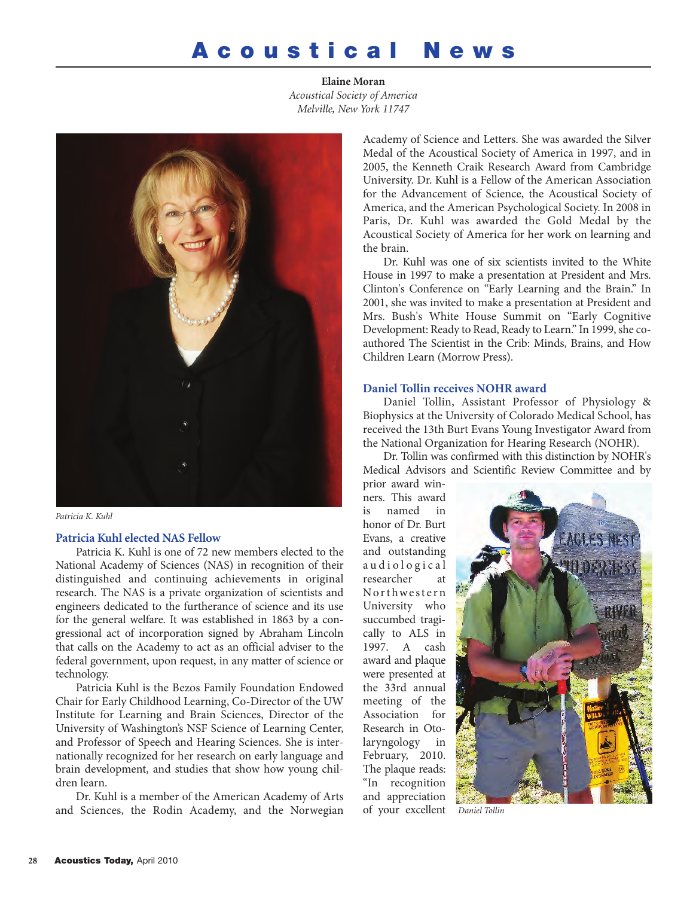# Acoustical News

**Elaine Moran**
*Acoustical Society of America*
*Melville, New York 11747*

*Patricia K. Kuhl*

## Patricia Kuhl elected NAS Fellow

Patricia K. Kuhl is one of 72 new members elected to the National Academy of Sciences (NAS) in recognition of their distinguished and continuing achievements in original research. The NAS is a private organization of scientists and engineers dedicated to the furtherance of science and its use for the general welfare. It was established in 1863 by a congressional act of incorporation signed by Abraham Lincoln that calls on the Academy to act as an official adviser to the federal government, upon request, in any matter of science or technology.

Patricia Kuhl is the Bezos Family Foundation Endowed Chair for Early Childhood Learning, Co-Director of the UW Institute for Learning and Brain Sciences, Director of the University of Washington's NSF Science of Learning Center, and Professor of Speech and Hearing Sciences. She is internationally recognized for her research on early language and brain development, and studies that show how young children learn.

Dr. Kuhl is a member of the American Academy of Arts and Sciences, the Rodin Academy, and the Norwegian Academy of Science and Letters. She was awarded the Silver Medal of the Acoustical Society of America in 1997, and in 2005, the Kenneth Craik Research Award from Cambridge University. Dr. Kuhl is a Fellow of the American Association for the Advancement of Science, the Acoustical Society of America, and the American Psychological Society. In 2008 in Paris, Dr. Kuhl was awarded the Gold Medal by the Acoustical Society of America for her work on learning and the brain.

Dr. Kuhl was one of six scientists invited to the White House in 1997 to make a presentation at President and Mrs. Clinton's Conference on "Early Learning and the Brain." In 2001, she was invited to make a presentation at President and Mrs. Bush's White House Summit on "Early Cognitive Development: Ready to Read, Ready to Learn." In 1999, she co-authored The Scientist in the Crib: Minds, Brains, and How Children Learn (Morrow Press).

## Daniel Tollin receives NOHR award

Daniel Tollin, Assistant Professor of Physiology & Biophysics at the University of Colorado Medical School, has received the 13th Burt Evans Young Investigator Award from the National Organization for Hearing Research (NOHR).

Dr. Tollin was confirmed with this distinction by NOHR's Medical Advisors and Scientific Review Committee and by prior award winners. This award is named in honor of Dr. Burt Evans, a creative and outstanding audiological researcher at Northwestern University who succumbed tragically to ALS in 1997. A cash award and plaque were presented at the 33rd annual meeting of the Association for Research in Otolaryngology in February, 2010. The plaque reads: "In recognition and appreciation of your excellent

*Daniel Tollin*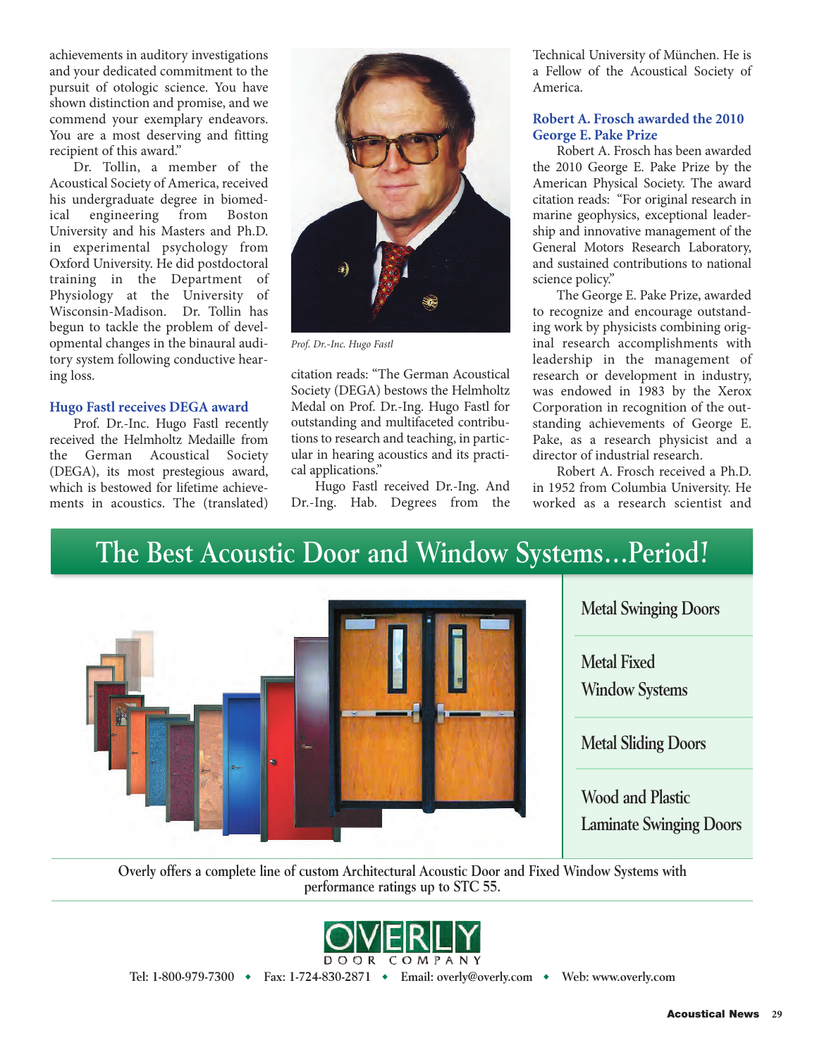achievements in auditory investigations and your dedicated commitment to the pursuit of otologic science. You have shown distinction and promise, and we commend your exemplary endeavors. You are a most deserving and fitting recipient of this award."

Dr. Tollin, a member of the Acoustical Society of America, received his undergraduate degree in biomedical engineering from Boston University and his Masters and Ph.D. in experimental psychology from Oxford University. He did postdoctoral training in the Department of Physiology at the University of Wisconsin-Madison. Dr. Tollin has begun to tackle the problem of developmental changes in the binaural auditory system following conductive hearing loss.

### Hugo Fastl receives DEGA award

Prof. Dr.-Inc. Hugo Fastl recently received the Helmholtz Medaille from the German Acoustical Society (DEGA), its most prestegious award, which is bestowed for lifetime achievements in acoustics. The (translated) citation reads: "The German Acoustical Society (DEGA) bestows the Helmholtz Medal on Prof. Dr.-Ing. Hugo Fastl for outstanding and multifaceted contributions to research and teaching, in particular in hearing acoustics and its practical applications."

*Prof. Dr.-Inc. Hugo Fastl*

Hugo Fastl received Dr.-Ing. And Dr.-Ing. Hab. Degrees from the Technical University of München. He is a Fellow of the Acoustical Society of America.

### Robert A. Frosch awarded the 2010 George E. Pake Prize

Robert A. Frosch has been awarded the 2010 George E. Pake Prize by the American Physical Society. The award citation reads: "For original research in marine geophysics, exceptional leadership and innovative management of the General Motors Research Laboratory, and sustained contributions to national science policy."

The George E. Pake Prize, awarded to recognize and encourage outstanding work by physicists combining original research accomplishments with leadership in the management of research or development in industry, was endowed in 1983 by the Xerox Corporation in recognition of the outstanding achievements of George E. Pake, as a research physicist and a director of industrial research.

Robert A. Frosch received a Ph.D. in 1952 from Columbia University. He worked as a research scientist and

## The Best Acoustic Door and Window Systems…Period!

Metal Swinging Doors

Metal Fixed Window Systems

Metal Sliding Doors

Wood and Plastic Laminate Swinging Doors

Overly offers a complete line of custom Architectural Acoustic Door and Fixed Window Systems with performance ratings up to STC 55.

OVERLY DOOR COMPANY

Tel: 1-800-979-7300 ◆ Fax: 1-724-830-2871 ◆ Email: overly@overly.com ◆ Web: www.overly.com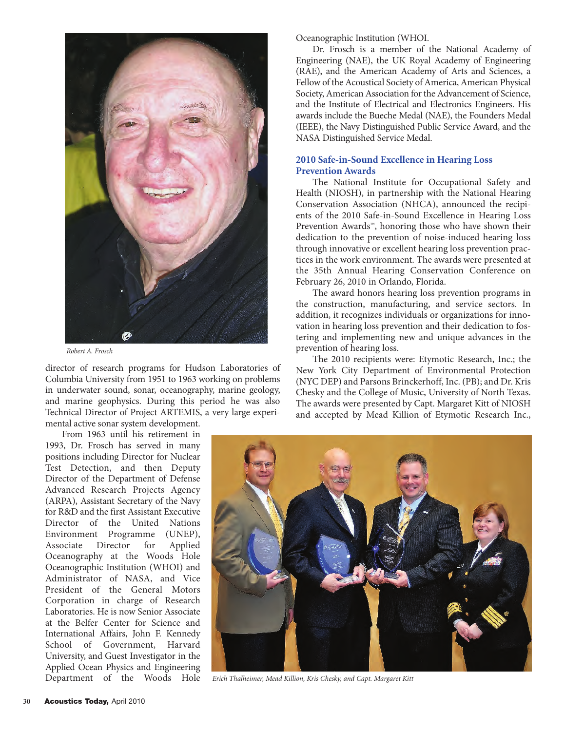Robert A. Frosch

director of research programs for Hudson Laboratories of Columbia University from 1951 to 1963 working on problems in underwater sound, sonar, oceanography, marine geology, and marine geophysics. During this period he was also Technical Director of Project ARTEMIS, a very large experimental active sonar system development.

From 1963 until his retirement in 1993, Dr. Frosch has served in many positions including Director for Nuclear Test Detection, and then Deputy Director of the Department of Defense Advanced Research Projects Agency (ARPA), Assistant Secretary of the Navy for R&D and the first Assistant Executive Director of the United Nations Environment Programme (UNEP), Associate Director for Applied Oceanography at the Woods Hole Oceanographic Institution (WHOI) and Administrator of NASA, and Vice President of the General Motors Corporation in charge of Research Laboratories. He is now Senior Associate at the Belfer Center for Science and International Affairs, John F. Kennedy School of Government, Harvard University, and Guest Investigator in the Applied Ocean Physics and Engineering Department of the Woods Hole Oceanographic Institution (WHOI.

Dr. Frosch is a member of the National Academy of Engineering (NAE), the UK Royal Academy of Engineering (RAE), and the American Academy of Arts and Sciences, a Fellow of the Acoustical Society of America, American Physical Society, American Association for the Advancement of Science, and the Institute of Electrical and Electronics Engineers. His awards include the Bueche Medal (NAE), the Founders Medal (IEEE), the Navy Distinguished Public Service Award, and the NASA Distinguished Service Medal.

## 2010 Safe-in-Sound Excellence in Hearing Loss Prevention Awards

The National Institute for Occupational Safety and Health (NIOSH), in partnership with the National Hearing Conservation Association (NHCA), announced the recipients of the 2010 Safe-in-Sound Excellence in Hearing Loss Prevention Awards™, honoring those who have shown their dedication to the prevention of noise-induced hearing loss through innovative or excellent hearing loss prevention practices in the work environment. The awards were presented at the 35th Annual Hearing Conservation Conference on February 26, 2010 in Orlando, Florida.

The award honors hearing loss prevention programs in the construction, manufacturing, and service sectors. In addition, it recognizes individuals or organizations for innovation in hearing loss prevention and their dedication to fostering and implementing new and unique advances in the prevention of hearing loss.

The 2010 recipients were: Etymotic Research, Inc.; the New York City Department of Environmental Protection (NYC DEP) and Parsons Brinckerhoff, Inc. (PB); and Dr. Kris Chesky and the College of Music, University of North Texas. The awards were presented by Capt. Margaret Kitt of NIOSH and accepted by Mead Killion of Etymotic Research Inc.,

Erich Thalheimer, Mead Killion, Kris Chesky, and Capt. Margaret Kitt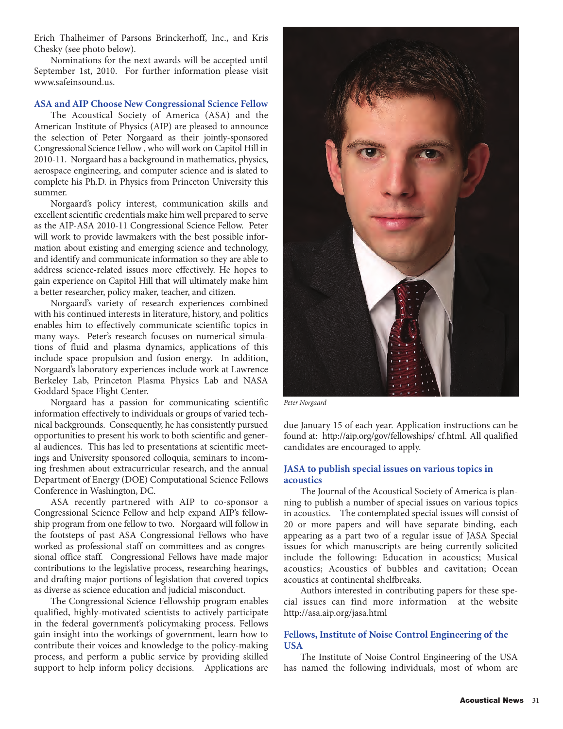Erich Thalheimer of Parsons Brinckerhoff, Inc., and Kris Chesky (see photo below).

Nominations for the next awards will be accepted until September 1st, 2010. For further information please visit www.safeinsound.us.

### ASA and AIP Choose New Congressional Science Fellow

The Acoustical Society of America (ASA) and the American Institute of Physics (AIP) are pleased to announce the selection of Peter Norgaard as their jointly-sponsored Congressional Science Fellow , who will work on Capitol Hill in 2010-11. Norgaard has a background in mathematics, physics, aerospace engineering, and computer science and is slated to complete his Ph.D. in Physics from Princeton University this summer.

Norgaard's policy interest, communication skills and excellent scientific credentials make him well prepared to serve as the AIP-ASA 2010-11 Congressional Science Fellow. Peter will work to provide lawmakers with the best possible information about existing and emerging science and technology, and identify and communicate information so they are able to address science-related issues more effectively. He hopes to gain experience on Capitol Hill that will ultimately make him a better researcher, policy maker, teacher, and citizen.

Norgaard's variety of research experiences combined with his continued interests in literature, history, and politics enables him to effectively communicate scientific topics in many ways. Peter's research focuses on numerical simulations of fluid and plasma dynamics, applications of this include space propulsion and fusion energy. In addition, Norgaard's laboratory experiences include work at Lawrence Berkeley Lab, Princeton Plasma Physics Lab and NASA Goddard Space Flight Center.

Norgaard has a passion for communicating scientific information effectively to individuals or groups of varied technical backgrounds. Consequently, he has consistently pursued opportunities to present his work to both scientific and general audiences. This has led to presentations at scientific meetings and University sponsored colloquia, seminars to incoming freshmen about extracurricular research, and the annual Department of Energy (DOE) Computational Science Fellows Conference in Washington, DC.

ASA recently partnered with AIP to co-sponsor a Congressional Science Fellow and help expand AIP's fellowship program from one fellow to two. Norgaard will follow in the footsteps of past ASA Congressional Fellows who have worked as professional staff on committees and as congressional office staff. Congressional Fellows have made major contributions to the legislative process, researching hearings, and drafting major portions of legislation that covered topics as diverse as science education and judicial misconduct.

The Congressional Science Fellowship program enables qualified, highly-motivated scientists to actively participate in the federal government's policymaking process. Fellows gain insight into the workings of government, learn how to contribute their voices and knowledge to the policy-making process, and perform a public service by providing skilled support to help inform policy decisions. Applications are due January 15 of each year. Application instructions can be found at: http://aip.org/gov/fellowships/ cf.html. All qualified candidates are encouraged to apply.

*Peter Norgaard*

### JASA to publish special issues on various topics in acoustics

The Journal of the Acoustical Society of America is planning to publish a number of special issues on various topics in acoustics. The contemplated special issues will consist of 20 or more papers and will have separate binding, each appearing as a part two of a regular issue of JASA Special issues for which manuscripts are being currently solicited include the following: Education in acoustics; Musical acoustics; Acoustics of bubbles and cavitation; Ocean acoustics at continental shelfbreaks.

Authors interested in contributing papers for these special issues can find more information at the website http://asa.aip.org/jasa.html

### Fellows, Institute of Noise Control Engineering of the USA

The Institute of Noise Control Engineering of the USA has named the following individuals, most of whom are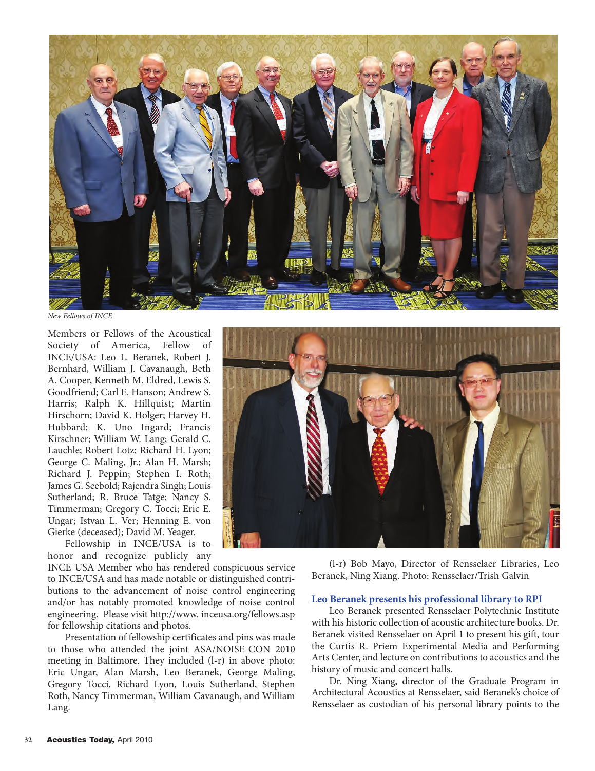*New Fellows of INCE*

Members or Fellows of the Acoustical Society of America, Fellow of INCE/USA: Leo L. Beranek, Robert J. Bernhard, William J. Cavanaugh, Beth A. Cooper, Kenneth M. Eldred, Lewis S. Goodfriend; Carl E. Hanson; Andrew S. Harris; Ralph K. Hillquist; Martin Hirschorn; David K. Holger; Harvey H. Hubbard; K. Uno Ingard; Francis Kirschner; William W. Lang; Gerald C. Lauchle; Robert Lotz; Richard H. Lyon; George C. Maling, Jr.; Alan H. Marsh; Richard J. Peppin; Stephen I. Roth; James G. Seebold; Rajendra Singh; Louis Sutherland; R. Bruce Tatge; Nancy S. Timmerman; Gregory C. Tocci; Eric E. Ungar; Istvan L. Ver; Henning E. von Gierke (deceased); David M. Yeager.

Fellowship in INCE/USA is to honor and recognize publicly any INCE-USA Member who has rendered conspicuous service to INCE/USA and has made notable or distinguished contributions to the advancement of noise control engineering and/or has notably promoted knowledge of noise control engineering. Please visit http://www. inceusa.org/fellows.asp for fellowship citations and photos.

Presentation of fellowship certificates and pins was made to those who attended the joint ASA/NOISE-CON 2010 meeting in Baltimore. They included (l-r) in above photo: Eric Ungar, Alan Marsh, Leo Beranek, George Maling, Gregory Tocci, Richard Lyon, Louis Sutherland, Stephen Roth, Nancy Timmerman, William Cavanaugh, and William Lang.

(l-r) Bob Mayo, Director of Rensselaer Libraries, Leo Beranek, Ning Xiang. Photo: Rensselaer/Trish Galvin

## Leo Beranek presents his professional library to RPI

Leo Beranek presented Rensselaer Polytechnic Institute with his historic collection of acoustic architecture books. Dr. Beranek visited Rensselaer on April 1 to present his gift, tour the Curtis R. Priem Experimental Media and Performing Arts Center, and lecture on contributions to acoustics and the history of music and concert halls.

Dr. Ning Xiang, director of the Graduate Program in Architectural Acoustics at Rensselaer, said Beranek's choice of Rensselaer as custodian of his personal library points to the